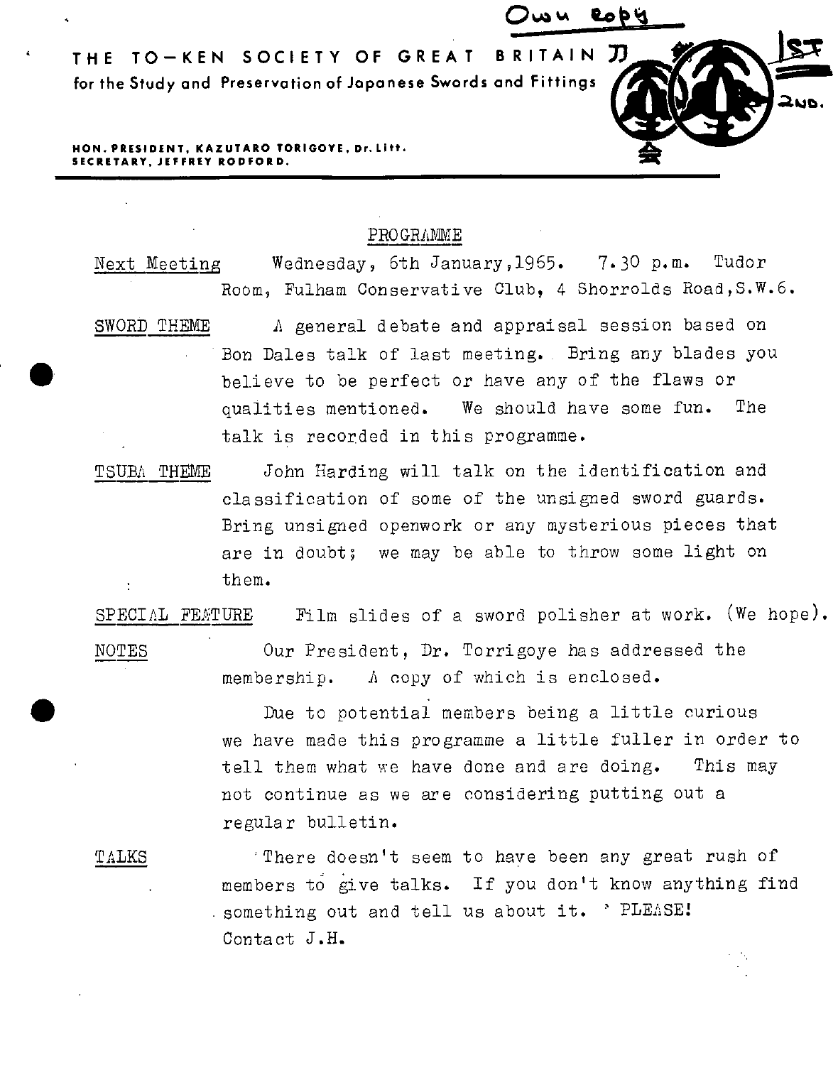Own copy

**THE TO-KEN SOCIETY OF GREAT BRITAIN** 刀

**for the Study and Preservation of Japanese Swords and Fittings**

1ST

2ND.

**HON. PRESIDENT, KAZUTARO TORIGOYE, Dr. Litt.**
**SECRETARY, JEFFREY RODFORD.**

## PROGRAMME

Next Meeting — Wednesday, 6th January, 1965. 7.30 p.m. Tudor Room, Fulham Conservative Club, 4 Shorrolds Road, S.W.6.

SWORD THEME — A general debate and appraisal session based on Bon Dales talk of last meeting. Bring any blades you believe to be perfect or have any of the flaws or qualities mentioned. We should have some fun. The talk is recorded in this programme.

TSUBA THEME — John Harding will talk on the identification and classification of some of the unsigned sword guards. Bring unsigned openwork or any mysterious pieces that are in doubt; we may be able to throw some light on them.

SPECIAL FEATURE — Film slides of a sword polisher at work. (We hope).

NOTES — Our President, Dr. Torrigoye has addressed the membership. A copy of which is enclosed.

Due to potential members being a little curious we have made this programme a little fuller in order to tell them what we have done and are doing. This may not continue as we are considering putting out a regular bulletin.

TALKS — There doesn't seem to have been any great rush of members to give talks. If you don't know anything find something out and tell us about it. PLEASE! Contact J.H.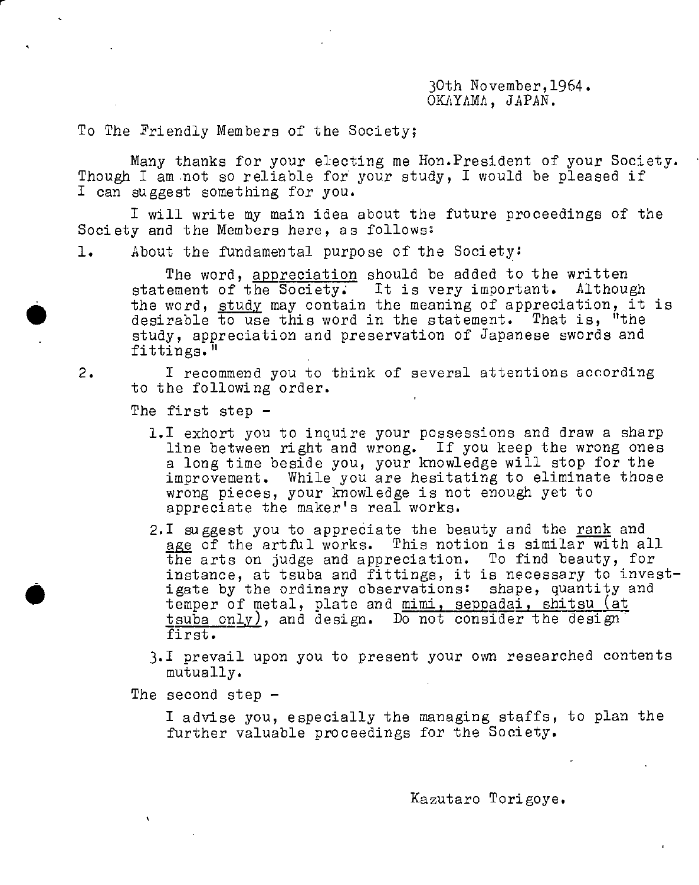30th November,1964.
OKAYAMA, JAPAN.

To The Friendly Members of the Society;

Many thanks for your electing me Hon.President of your Society. Though I am not so reliable for your study, I would be pleased if I can suggest something for you.

I will write my main idea about the future proceedings of the Society and the Members here, as follows:

1. About the fundamental purpose of the Society:

   The word, <u>appreciation</u> should be added to the written statement of the Society. It is very important. Although the word, <u>study</u> may contain the meaning of appreciation, it is desirable to use this word in the statement. That is, "the study, appreciation and preservation of Japanese swords and fittings."

2. I recommend you to think of several attentions according to the following order.

   The first step -

   1. I exhort you to inquire your possessions and draw a sharp line between right and wrong. If you keep the wrong ones a long time beside you, your knowledge will stop for the improvement. While you are hesitating to eliminate those wrong pieces, your knowledge is not enough yet to appreciate the maker's real works.
   2. I suggest you to appreciate the beauty and the <u>rank</u> and <u>age</u> of the artful works. This notion is similar with all the arts on judge and appreciation. To find beauty, for instance, at tsuba and fittings, it is necessary to investigate by the ordinary observations: shape, quantity and temper of metal, plate and <u>mimi, seppadai, shitsu (at tsuba only)</u>, and design. Do not consider the design first.
   3. I prevail upon you to present your own researched contents mutually.

   The second step -

   I advise you, especially the managing staffs, to plan the further valuable proceedings for the Society.

Kazutaro Torigoye.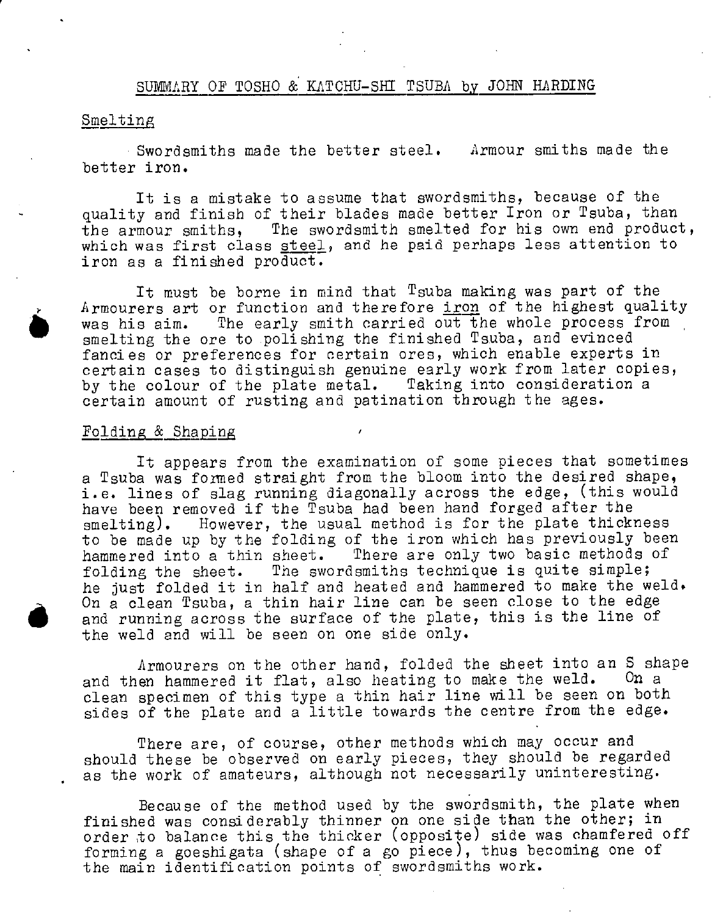## SUMMARY OF TOSHO & KATCHU-SHI TSUBA by JOHN HARDING

### Smelting

Swordsmiths made the better steel. Armour smiths made the better iron.

It is a mistake to assume that swordsmiths, because of the quality and finish of their blades made better Iron or Tsuba, than the armour smiths, The swordsmith smelted for his own end product, which was first class steel, and he paid perhaps less attention to iron as a finished product.

It must be borne in mind that Tsuba making was part of the Armourers art or function and therefore iron of the highest quality was his aim. The early smith carried out the whole process from smelting the ore to polishing the finished Tsuba, and evinced fancies or preferences for certain ores, which enable experts in certain cases to distinguish genuine early work from later copies, by the colour of the plate metal. Taking into consideration a certain amount of rusting and patination through the ages.

### Folding & Shaping

It appears from the examination of some pieces that sometimes a Tsuba was formed straight from the bloom into the desired shape, i.e. lines of slag running diagonally across the edge, (this would have been removed if the Tsuba had been hand forged after the smelting). However, the usual method is for the plate thickness to be made up by the folding of the iron which has previously been hammered into a thin sheet. There are only two basic methods of folding the sheet. The swordsmiths technique is quite simple; he just folded it in half and heated and hammered to make the weld. On a clean Tsuba, a thin hair line can be seen close to the edge and running across the surface of the plate, this is the line of the weld and will be seen on one side only.

Armourers on the other hand, folded the sheet into an S shape and then hammered it flat, also heating to make the weld. On a clean specimen of this type a thin hair line will be seen on both sides of the plate and a little towards the centre from the edge.

There are, of course, other methods which may occur and should these be observed on early pieces, they should be regarded as the work of amateurs, although not necessarily uninteresting.

Because of the method used by the swordsmith, the plate when finished was considerably thinner on one side than the other; in order to balance this the thicker (opposite) side was chamfered off forming a goeshigata (shape of a go piece), thus becoming one of the main identification points of swordsmiths work.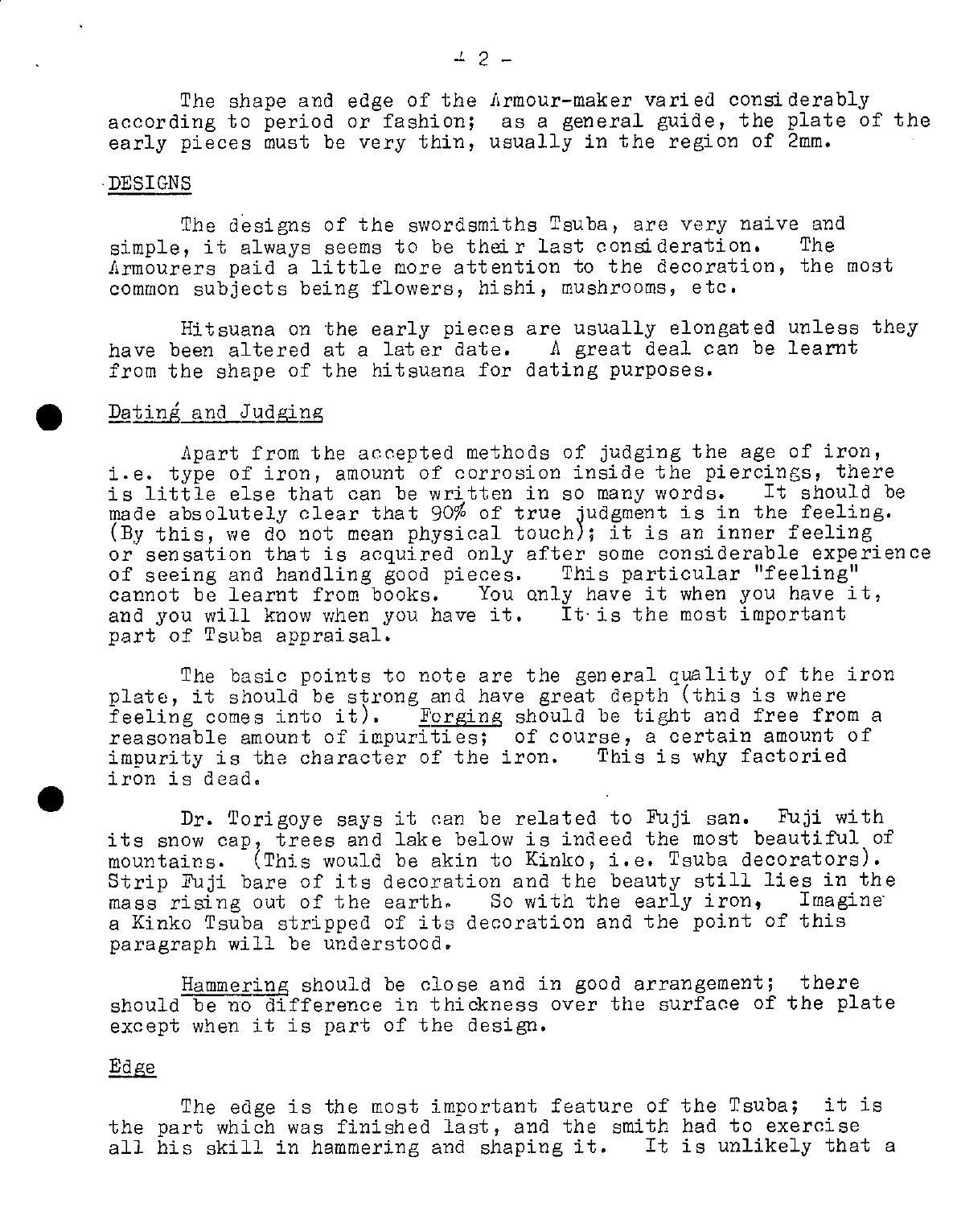The shape and edge of the Armour-maker varied considerably according to period or fashion; as a general guide, the plate of the early pieces must be very thin, usually in the region of 2mm.

## DESIGNS

The designs of the swordsmiths Tsuba, are very naive and simple, it always seems to be their last consideration. The Armourers paid a little more attention to the decoration, the most common subjects being flowers, hishi, mushrooms, etc.

Hitsuana on the early pieces are usually elongated unless they have been altered at a later date. A great deal can be learnt from the shape of the hitsuana for dating purposes.

## Dating and Judging

Apart from the accepted methods of judging the age of iron, i.e. type of iron, amount of corrosion inside the piercings, there is little else that can be written in so many words. It should be made absolutely clear that 90% of true judgment is in the feeling. (By this, we do not mean physical touch); it is an inner feeling or sensation that is acquired only after some considerable experience of seeing and handling good pieces. This particular "feeling" cannot be learnt from books. You only have it when you have it, and you will know when you have it. It is the most important part of Tsuba appraisal.

The basic points to note are the general quality of the iron plate, it should be strong and have great depth (this is where feeling comes into it). Forging should be tight and free from a reasonable amount of impurities; of course, a certain amount of impurity is the character of the iron. This is why factoried iron is dead.

Dr. Torigoye says it can be related to Fuji san. Fuji with its snow cap, trees and lake below is indeed the most beautiful of mountains. (This would be akin to Kinko, i.e. Tsuba decorators). Strip Fuji bare of its decoration and the beauty still lies in the mass rising out of the earth. So with the early iron, Imagine a Kinko Tsuba stripped of its decoration and the point of this paragraph will be understood.

Hammering should be close and in good arrangement; there should be no difference in thickness over the surface of the plate except when it is part of the design.

## Edge

The edge is the most important feature of the Tsuba; it is the part which was finished last, and the smith had to exercise all his skill in hammering and shaping it. It is unlikely that a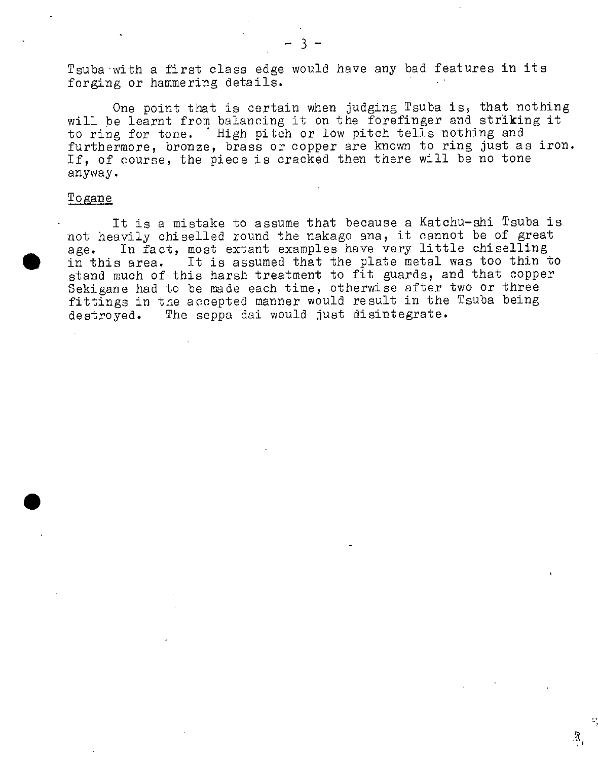Tsuba with a first class edge would have any bad features in its forging or hammering details.

One point that is certain when judging Tsuba is, that nothing will be learnt from balancing it on the forefinger and striking it to ring for tone. High pitch or low pitch tells nothing and furthermore, bronze, brass or copper are known to ring just as iron. If, of course, the piece is cracked then there will be no tone anyway.

Togane

It is a mistake to assume that because a Katchu-shi Tsuba is not heavily chiselled round the nakago ana, it cannot be of great age. In fact, most extant examples have very little chiselling in this area. It is assumed that the plate metal was too thin to stand much of this harsh treatment to fit guards, and that copper Sekigane had to be made each time, otherwise after two or three fittings in the accepted manner would result in the Tsuba being destroyed. The seppa dai would just disintegrate.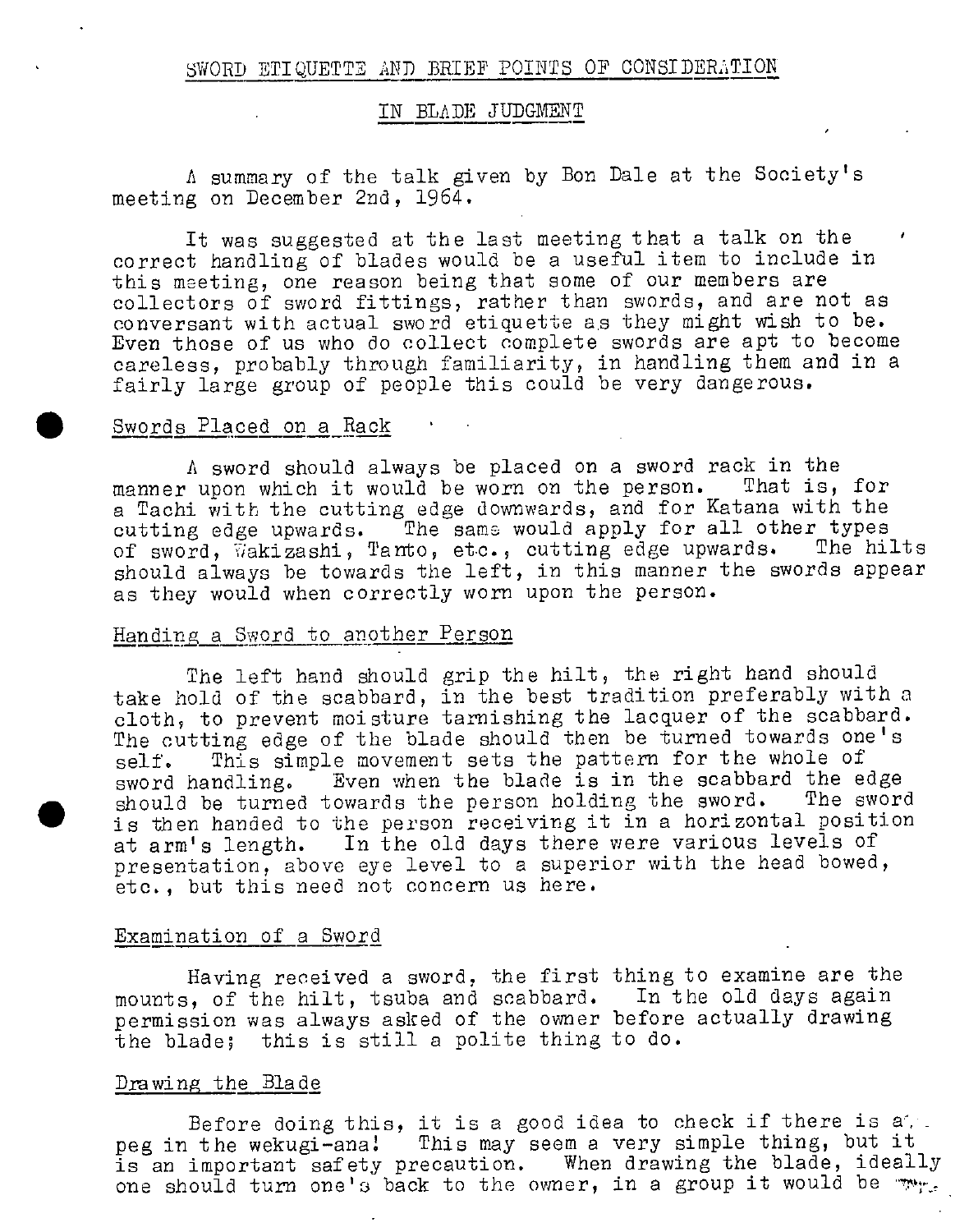## SWORD ETIQUETTE AND BRIEF POINTS OF CONSIDERATION

## IN BLADE JUDGMENT

A summary of the talk given by Bon Dale at the Society's meeting on December 2nd, 1964.

It was suggested at the last meeting that a talk on the correct handling of blades would be a useful item to include in this meeting, one reason being that some of our members are collectors of sword fittings, rather than swords, and are not as conversant with actual sword etiquette as they might wish to be. Even those of us who do collect complete swords are apt to become careless, probably through familiarity, in handling them and in a fairly large group of people this could be very dangerous.

### Swords Placed on a Rack

A sword should always be placed on a sword rack in the manner upon which it would be worn on the person. That is, for a Tachi with the cutting edge downwards, and for Katana with the cutting edge upwards. The same would apply for all other types of sword, Wakizashi, Tanto, etc., cutting edge upwards. The hilts should always be towards the left, in this manner the swords appear as they would when correctly worn upon the person.

### Handing a Sword to another Person

The left hand should grip the hilt, the right hand should take hold of the scabbard, in the best tradition preferably with a cloth, to prevent moisture tarnishing the lacquer of the scabbard. The cutting edge of the blade should then be turned towards one's self. This simple movement sets the pattern for the whole of sword handling. Even when the blade is in the scabbard the edge should be turned towards the person holding the sword. The sword is then handed to the person receiving it in a horizontal position at arm's length. In the old days there were various levels of presentation, above eye level to a superior with the head bowed, etc., but this need not concern us here.

### Examination of a Sword

Having received a sword, the first thing to examine are the mounts, of the hilt, tsuba and scabbard. In the old days again permission was always asked of the owner before actually drawing the blade; this is still a polite thing to do.

### Drawing the Blade

Before doing this, it is a good idea to check if there is a peg in the wekugi-ana! This may seem a very simple thing, but it is an important safety precaution. When drawing the blade, ideally one should turn one's back to the owner, in a group it would be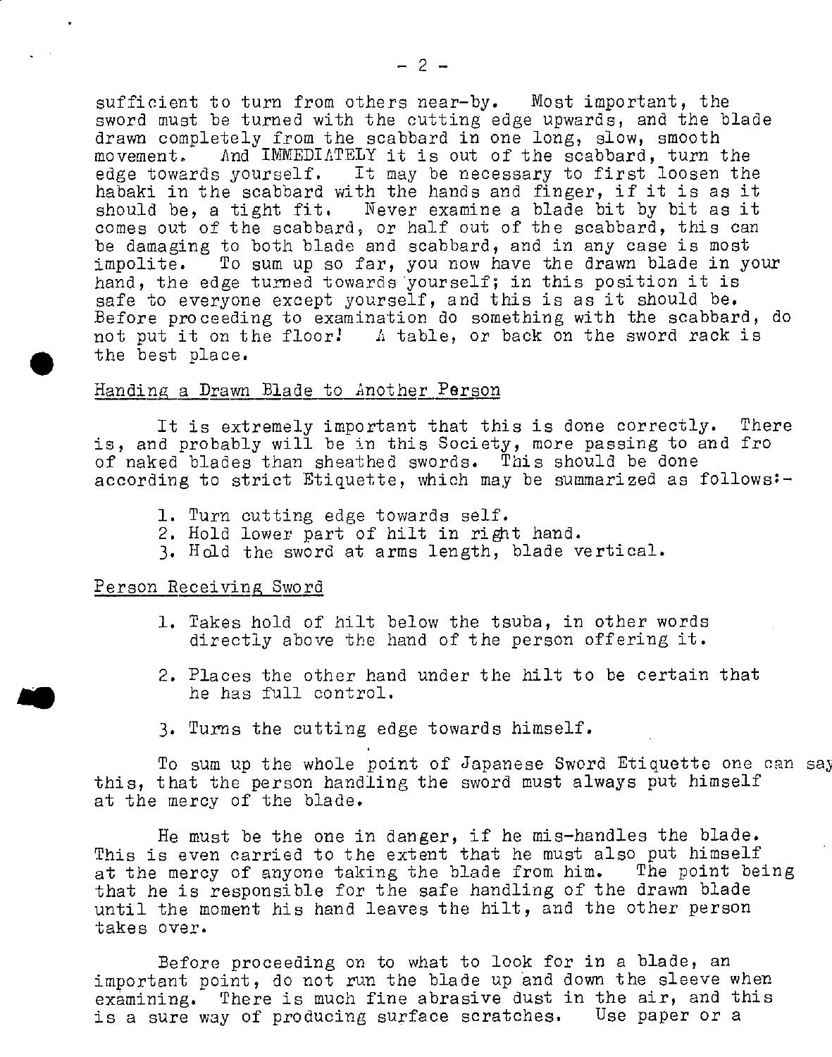sufficient to turn from others near-by. Most important, the sword must be turned with the cutting edge upwards, and the blade drawn completely from the scabbard in one long, slow, smooth movement. And IMMEDIATELY it is out of the scabbard, turn the edge towards yourself. It may be necessary to first loosen the habaki in the scabbard with the hands and finger, if it is as it should be, a tight fit. Never examine a blade bit by bit as it comes out of the scabbard, or half out of the scabbard, this can be damaging to both blade and scabbard, and in any case is most impolite. To sum up so far, you now have the drawn blade in your hand, the edge turned towards yourself; in this position it is safe to everyone except yourself, and this is as it should be. Before proceeding to examination do something with the scabbard, do not put it on the floor! A table, or back on the sword rack is the best place.

## Handing a Drawn Blade to Another Person

It is extremely important that this is done correctly. There is, and probably will be in this Society, more passing to and fro of naked blades than sheathed swords. This should be done according to strict Etiquette, which may be summarized as follows:-

1. Turn cutting edge towards self.
2. Hold lower part of hilt in right hand.
3. Hold the sword at arms length, blade vertical.

## Person Receiving Sword

1. Takes hold of hilt below the tsuba, in other words directly above the hand of the person offering it.

2. Places the other hand under the hilt to be certain that he has full control.

3. Turns the cutting edge towards himself.

To sum up the whole point of Japanese Sword Etiquette one can say this, that the person handling the sword must always put himself at the mercy of the blade.

He must be the one in danger, if he mis-handles the blade. This is even carried to the extent that he must also put himself at the mercy of anyone taking the blade from him. The point being that he is responsible for the safe handling of the drawn blade until the moment his hand leaves the hilt, and the other person takes over.

Before proceeding on to what to look for in a blade, an important point, do not run the blade up and down the sleeve when examining. There is much fine abrasive dust in the air, and this is a sure way of producing surface scratches. Use paper or a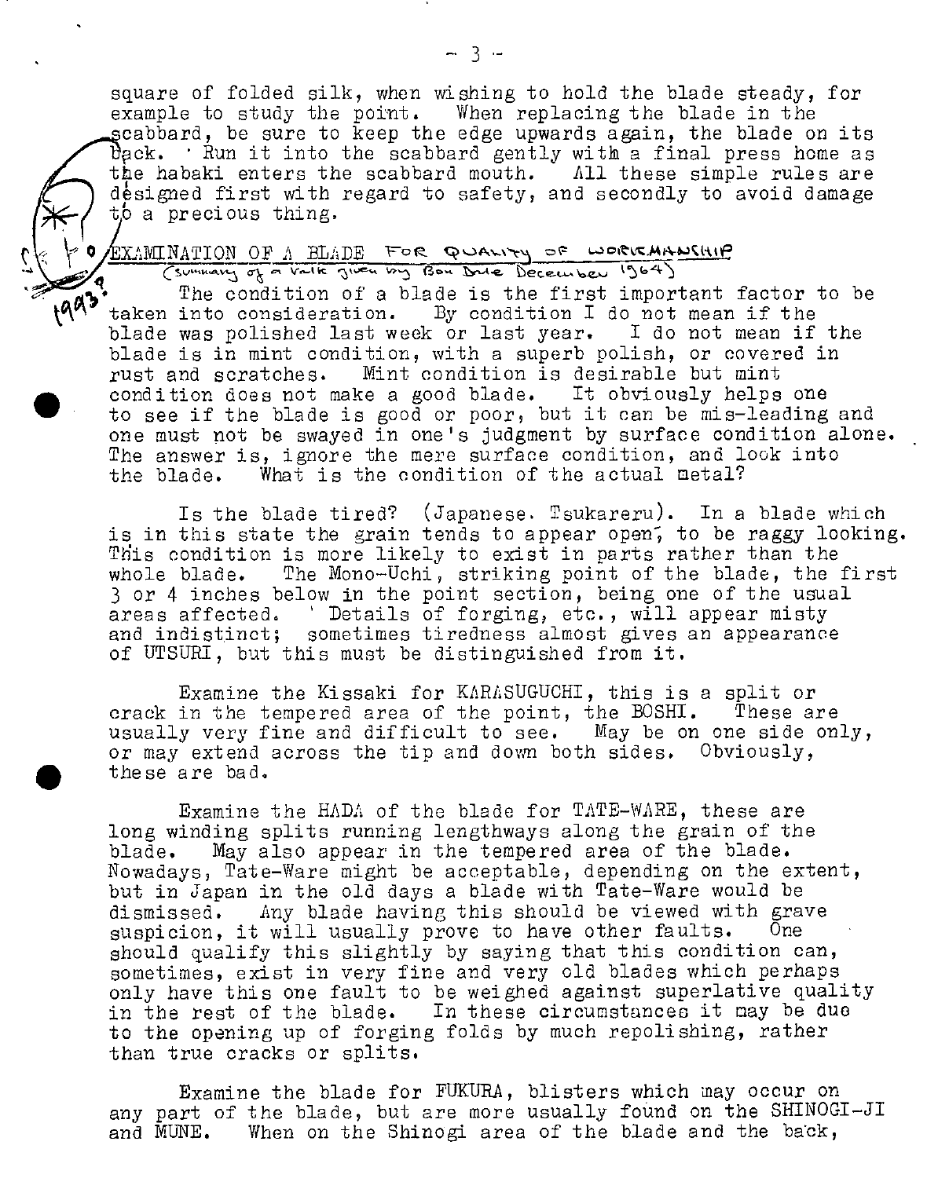square of folded silk, when wishing to hold the blade steady, for example to study the point. When replacing the blade in the scabbard, be sure to keep the edge upwards again, the blade on its back. Run it into the scabbard gently with a final press home as the habaki enters the scabbard mouth. All these simple rules are designed first with regard to safety, and secondly to avoid damage to a precious thing.

## EXAMINATION OF A BLADE FOR QUALITY OF WORKMANSHIP

(summary of a talk given by Bon Dale December 1964)

The condition of a blade is the first important factor to be taken into consideration. By condition I do not mean if the blade was polished last week or last year. I do not mean if the blade is in mint condition, with a superb polish, or covered in rust and scratches. Mint condition is desirable but mint condition does not make a good blade. It obviously helps one to see if the blade is good or poor, but it can be mis-leading and one must not be swayed in one's judgment by surface condition alone. The answer is, ignore the mere surface condition, and look into the blade. What is the condition of the actual metal?

Is the blade tired? (Japanese. Tsukareru). In a blade which is in this state the grain tends to appear open, to be raggy looking. This condition is more likely to exist in parts rather than the whole blade. The Mono-Uchi, striking point of the blade, the first 3 or 4 inches below in the point section, being one of the usual areas affected. Details of forging, etc., will appear misty and indistinct; sometimes tiredness almost gives an appearance of UTSURI, but this must be distinguished from it.

Examine the Kissaki for KARASUGUCHI, this is a split or crack in the tempered area of the point, the BOSHI. These are usually very fine and difficult to see. May be on one side only, or may extend across the tip and down both sides. Obviously, these are bad.

Examine the HADA of the blade for TATE-WARE, these are long winding splits running lengthways along the grain of the blade. May also appear in the tempered area of the blade. Nowadays, Tate-Ware might be acceptable, depending on the extent, but in Japan in the old days a blade with Tate-Ware would be dismissed. Any blade having this should be viewed with grave suspicion, it will usually prove to have other faults. One should qualify this slightly by saying that this condition can, sometimes, exist in very fine and very old blades which perhaps only have this one fault to be weighed against superlative quality in the rest of the blade. In these circumstances it may be due to the opening up of forging folds by much repolishing, rather than true cracks or splits.

Examine the blade for FUKURA, blisters which may occur on any part of the blade, but are more usually found on the SHINOGI-JI and MUNE. When on the Shinogi area of the blade and the back,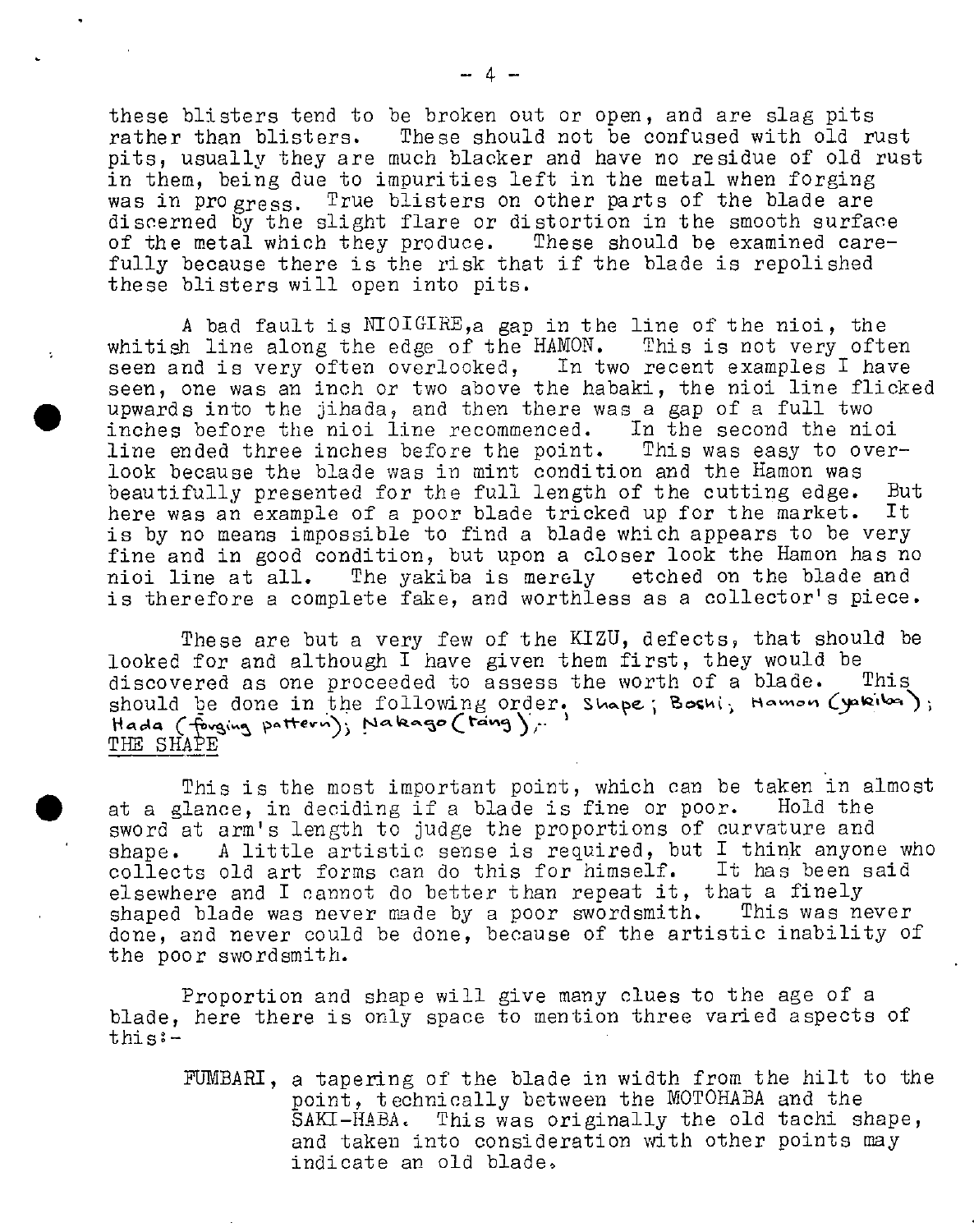these blisters tend to be broken out or open, and are slag pits rather than blisters. These should not be confused with old rust pits, usually they are much blacker and have no residue of old rust in them, being due to impurities left in the metal when forging was in progress. True blisters on other parts of the blade are discerned by the slight flare or distortion in the smooth surface of the metal which they produce. These should be examined carefully because there is the risk that if the blade is repolished these blisters will open into pits.

A bad fault is NIOIGIRE, a gap in the line of the nioi, the whitish line along the edge of the HAMON. This is not very often seen and is very often overlooked, In two recent examples I have seen, one was an inch or two above the habaki, the nioi line flicked upwards into the jihada, and then there was a gap of a full two inches before the nioi line recommenced. In the second the nioi line ended three inches before the point. This was easy to overlook because the blade was in mint condition and the Hamon was beautifully presented for the full length of the cutting edge. But here was an example of a poor blade tricked up for the market. It is by no means impossible to find a blade which appears to be very fine and in good condition, but upon a closer look the Hamon has no nioi line at all. The yakiba is merely etched on the blade and is therefore a complete fake, and worthless as a collector's piece.

These are but a very few of the KIZU, defects, that should be looked for and although I have given them first, they would be discovered as one proceeded to assess the worth of a blade. This should be done in the following order. Shape; Boshi; Hamon (yakiba); Hada (forging pattern); Nakago (tang);

THE SHAPE

This is the most important point, which can be taken in almost at a glance, in deciding if a blade is fine or poor. Hold the sword at arm's length to judge the proportions of curvature and shape. A little artistic sense is required, but I think anyone who collects old art forms can do this for himself. It has been said elsewhere and I cannot do better than repeat it, that a finely shaped blade was never made by a poor swordsmith. This was never done, and never could be done, because of the artistic inability of the poor swordsmith.

Proportion and shape will give many clues to the age of a blade, here there is only space to mention three varied aspects of this:-

FUMBARI, a tapering of the blade in width from the hilt to the point, technically between the MOTOHABA and the SAKI-HABA. This was originally the old tachi shape, and taken into consideration with other points may indicate an old blade.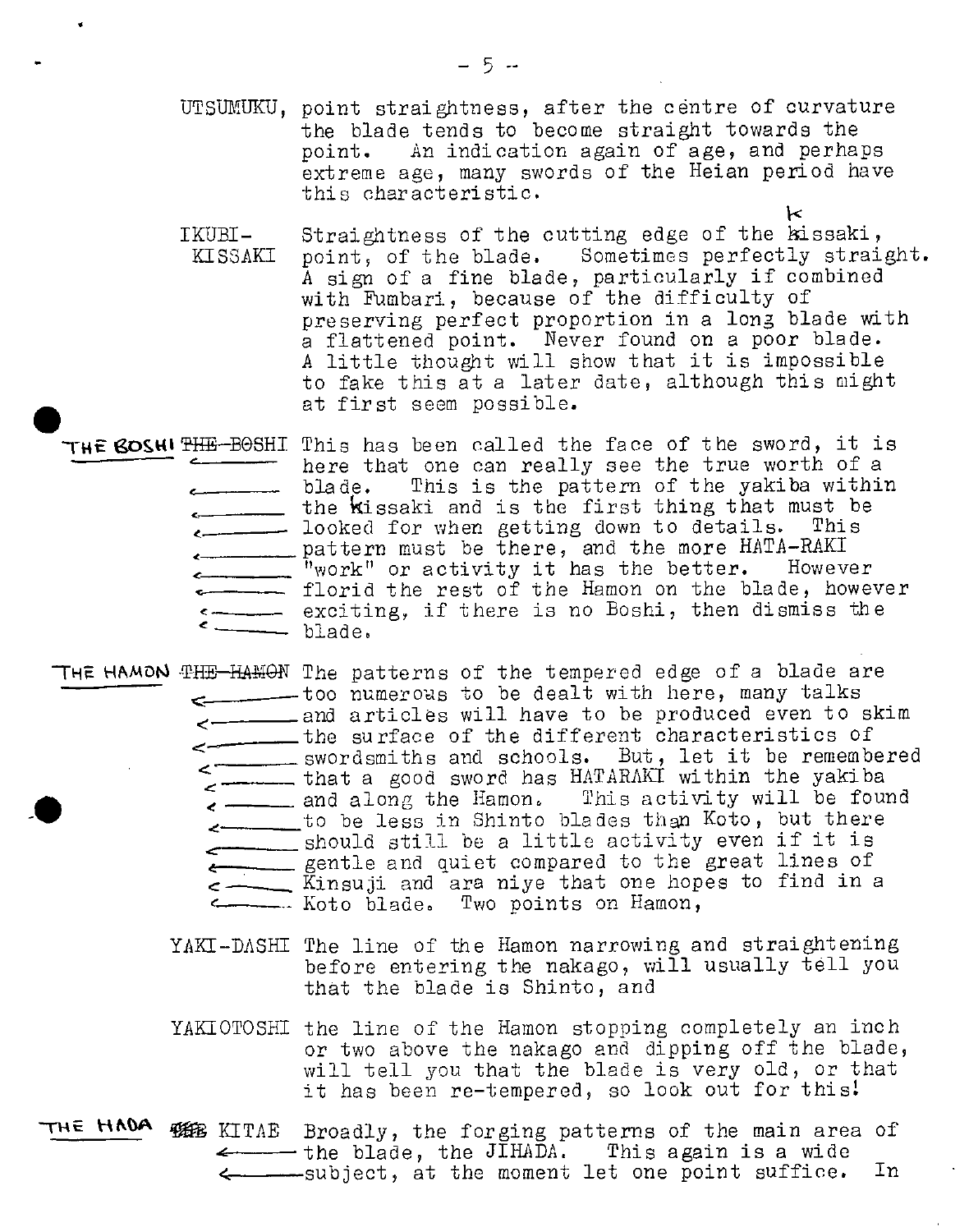**UTSUMUKU**, point straightness, after the centre of curvature the blade tends to become straight towards the point. An indication again of age, and perhaps extreme age, many swords of the Heian period have this characteristic.

**IKUBI-KISSAKI** Straightness of the cutting edge of the kissaki, point, of the blade. Sometimes perfectly straight. A sign of a fine blade, particularly if combined with Fumbari, because of the difficulty of preserving perfect proportion in a long blade with a flattened point. Never found on a poor blade. A little thought will show that it is impossible to fake this at a later date, although this might at first seem possible.

**THE BOSHI** This has been called the face of the sword, it is here that one can really see the true worth of a blade. This is the pattern of the yakiba within the kissaki and is the first thing that must be looked for when getting down to details. This pattern must be there, and the more HATA-RAKI "work" or activity it has the better. However florid the rest of the Hamon on the blade, however exciting, if there is no Boshi, then dismiss the blade.

**THE HAMON** The patterns of the tempered edge of a blade are too numerous to be dealt with here, many talks and articles will have to be produced even to skim the surface of the different characteristics of swordsmiths and schools. But, let it be remembered that a good sword has HATARAKI within the yakiba and along the Hamon. This activity will be found to be less in Shinto blades than Koto, but there should still be a little activity even if it is gentle and quiet compared to the great lines of Kinsuji and ara niye that one hopes to find in a Koto blade. Two points on Hamon,

**YAKI-DASHI** The line of the Hamon narrowing and straightening before entering the nakago, will usually tell you that the blade is Shinto, and

**YAKIOTOSHI** the line of the Hamon stopping completely an inch or two above the nakago and dipping off the blade, will tell you that the blade is very old, or that it has been re-tempered, so look out for this!

**THE HADA** KITAE Broadly, the forging patterns of the main area of the blade, the JIHADA. This again is a wide subject, at the moment let one point suffice. In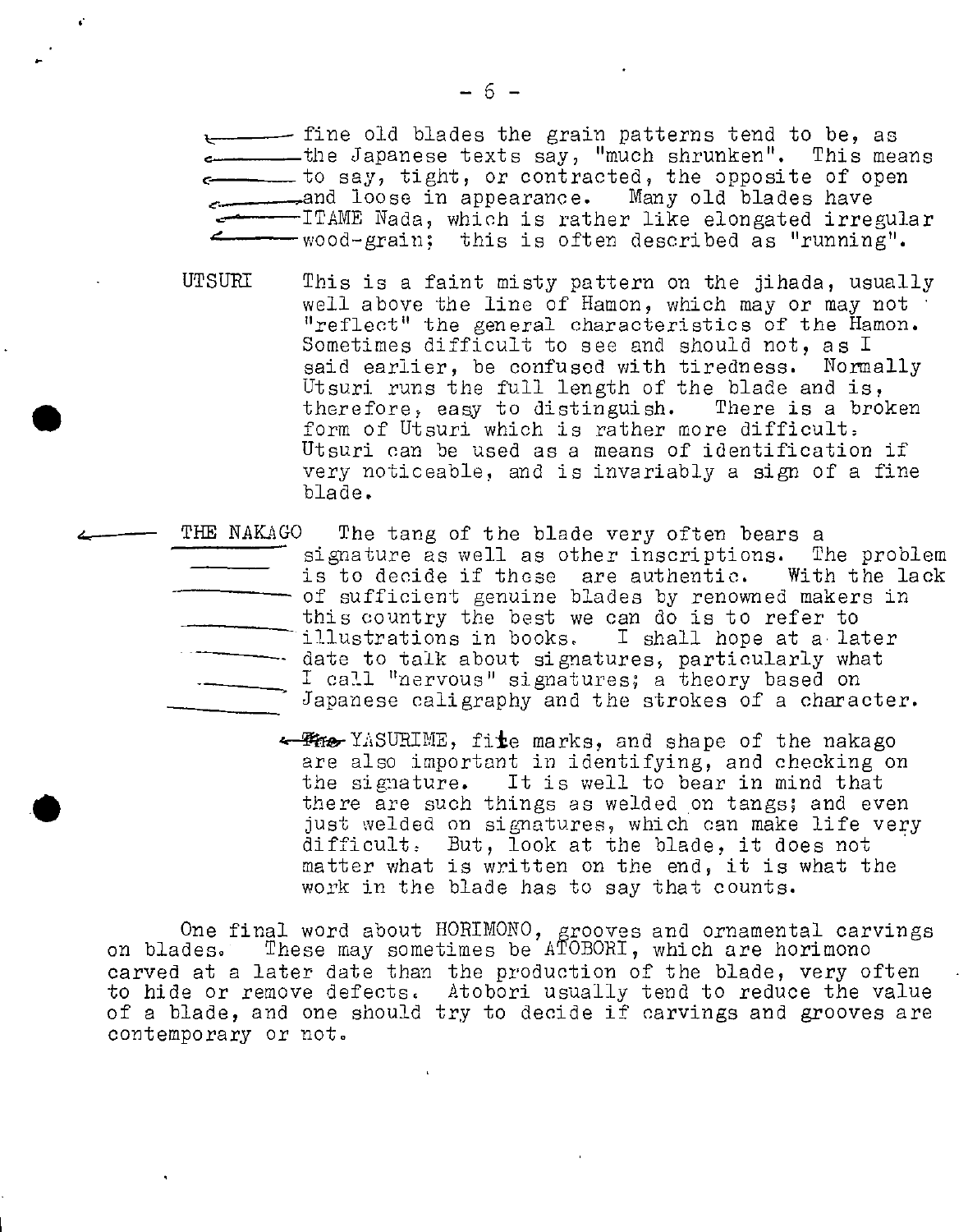fine old blades the grain patterns tend to be, as the Japanese texts say, "much shrunken". This means to say, tight, or contracted, the opposite of open and loose in appearance. Many old blades have ITAME Nada, which is rather like elongated irregular wood-grain; this is often described as "running".

UTSURI This is a faint misty pattern on the jihada, usually well above the line of Hamon, which may or may not "reflect" the general characteristics of the Hamon. Sometimes difficult to see and should not, as I said earlier, be confused with tiredness. Normally Utsuri runs the full length of the blade and is, therefore, easy to distinguish. There is a broken form of Utsuri which is rather more difficult. Utsuri can be used as a means of identification if very noticeable, and is invariably a sign of a fine blade.

THE NAKAGO The tang of the blade very often bears a signature as well as other inscriptions. The problem is to decide if these are authentic. With the lack of sufficient genuine blades by renowned makers in this country the best we can do is to refer to illustrations in books. I shall hope at a later date to talk about signatures, particularly what I call "nervous" signatures; a theory based on Japanese caligraphy and the strokes of a character.

YASURIME, file marks, and shape of the nakago are also important in identifying, and checking on the signature. It is well to bear in mind that there are such things as welded on tangs; and even just welded on signatures, which can make life very difficult. But, look at the blade, it does not matter what is written on the end, it is what the work in the blade has to say that counts.

One final word about HORIMONO, grooves and ornamental carvings on blades. These may sometimes be ATOBORI, which are horimono carved at a later date than the production of the blade, very often to hide or remove defects. Atobori usually tend to reduce the value of a blade, and one should try to decide if carvings and grooves are contemporary or not.